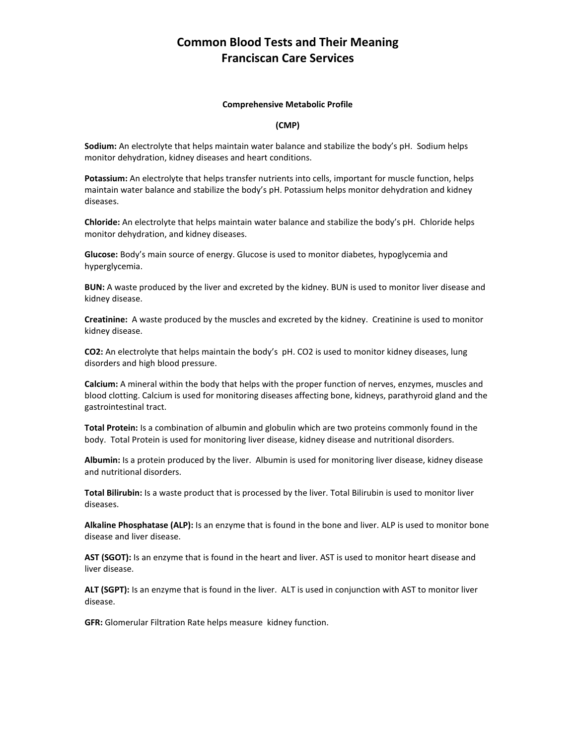# Common Blood Tests and Their Meaning
# Franciscan Care Services

### Comprehensive Metabolic Profile

### (CMP)

**Sodium:** An electrolyte that helps maintain water balance and stabilize the body's pH. Sodium helps monitor dehydration, kidney diseases and heart conditions.

**Potassium:** An electrolyte that helps transfer nutrients into cells, important for muscle function, helps maintain water balance and stabilize the body's pH. Potassium helps monitor dehydration and kidney diseases.

**Chloride:** An electrolyte that helps maintain water balance and stabilize the body's pH. Chloride helps monitor dehydration, and kidney diseases.

**Glucose:** Body's main source of energy. Glucose is used to monitor diabetes, hypoglycemia and hyperglycemia.

**BUN:** A waste produced by the liver and excreted by the kidney. BUN is used to monitor liver disease and kidney disease.

**Creatinine:** A waste produced by the muscles and excreted by the kidney. Creatinine is used to monitor kidney disease.

**$CO_2$:** An electrolyte that helps maintain the body's pH. $CO_2$ is used to monitor kidney diseases, lung disorders and high blood pressure.

**Calcium:** A mineral within the body that helps with the proper function of nerves, enzymes, muscles and blood clotting. Calcium is used for monitoring diseases affecting bone, kidneys, parathyroid gland and the gastrointestinal tract.

**Total Protein:** Is a combination of albumin and globulin which are two proteins commonly found in the body. Total Protein is used for monitoring liver disease, kidney disease and nutritional disorders.

**Albumin:** Is a protein produced by the liver. Albumin is used for monitoring liver disease, kidney disease and nutritional disorders.

**Total Bilirubin:** Is a waste product that is processed by the liver. Total Bilirubin is used to monitor liver diseases.

**Alkaline Phosphatase (ALP):** Is an enzyme that is found in the bone and liver. ALP is used to monitor bone disease and liver disease.

**AST (SGOT):** Is an enzyme that is found in the heart and liver. AST is used to monitor heart disease and liver disease.

**ALT (SGPT):** Is an enzyme that is found in the liver. ALT is used in conjunction with AST to monitor liver disease.

**GFR:** Glomerular Filtration Rate helps measure kidney function.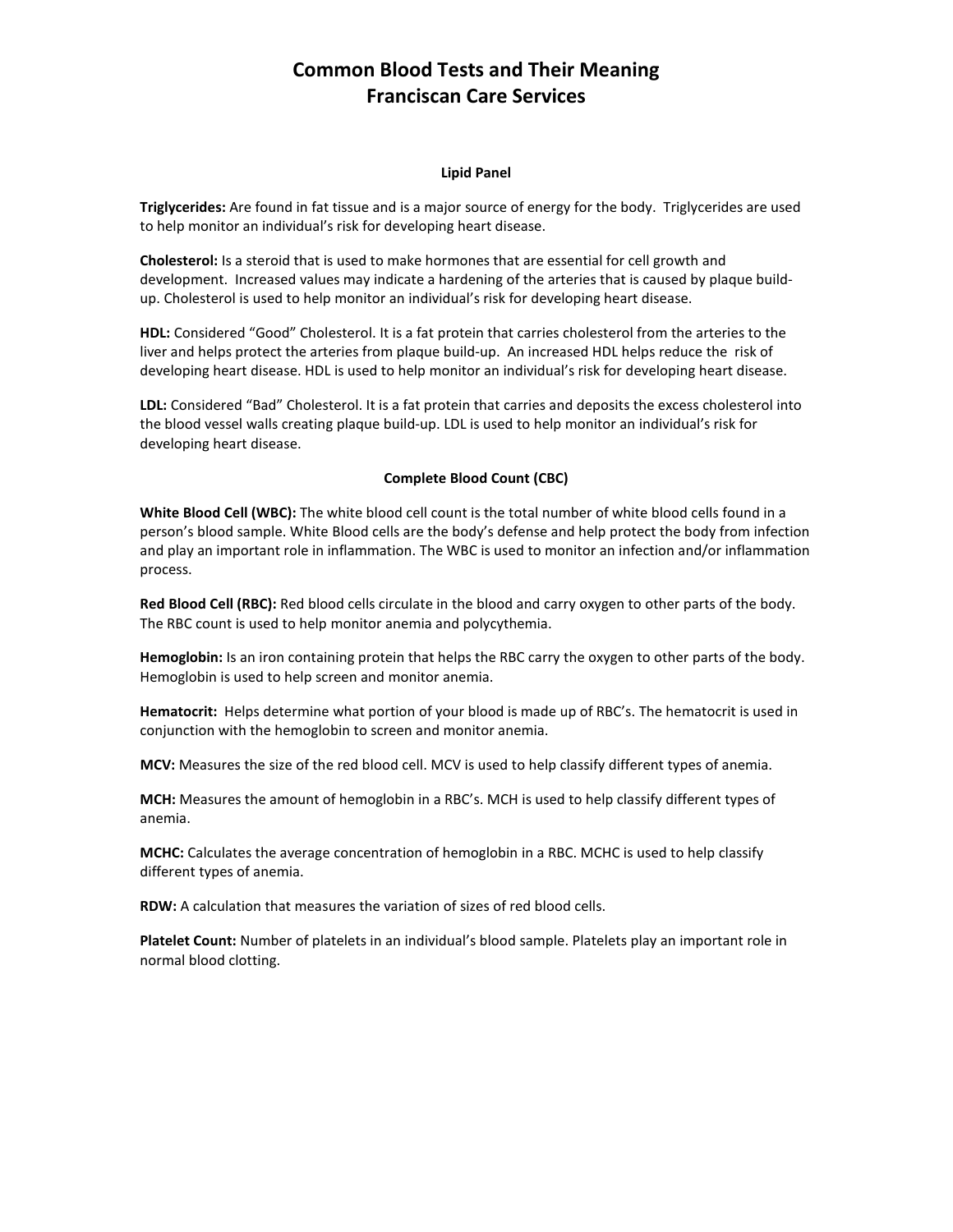# Common Blood Tests and Their Meaning
# Franciscan Care Services

### Lipid Panel

**Triglycerides:** Are found in fat tissue and is a major source of energy for the body. Triglycerides are used to help monitor an individual's risk for developing heart disease.

**Cholesterol:** Is a steroid that is used to make hormones that are essential for cell growth and development. Increased values may indicate a hardening of the arteries that is caused by plaque build-up. Cholesterol is used to help monitor an individual's risk for developing heart disease.

**HDL:** Considered "Good" Cholesterol. It is a fat protein that carries cholesterol from the arteries to the liver and helps protect the arteries from plaque build-up. An increased HDL helps reduce the risk of developing heart disease. HDL is used to help monitor an individual's risk for developing heart disease.

**LDL:** Considered "Bad" Cholesterol. It is a fat protein that carries and deposits the excess cholesterol into the blood vessel walls creating plaque build-up. LDL is used to help monitor an individual's risk for developing heart disease.

### Complete Blood Count (CBC)

**White Blood Cell (WBC):** The white blood cell count is the total number of white blood cells found in a person's blood sample. White Blood cells are the body's defense and help protect the body from infection and play an important role in inflammation. The WBC is used to monitor an infection and/or inflammation process.

**Red Blood Cell (RBC):** Red blood cells circulate in the blood and carry oxygen to other parts of the body. The RBC count is used to help monitor anemia and polycythemia.

**Hemoglobin:** Is an iron containing protein that helps the RBC carry the oxygen to other parts of the body. Hemoglobin is used to help screen and monitor anemia.

**Hematocrit:** Helps determine what portion of your blood is made up of RBC's. The hematocrit is used in conjunction with the hemoglobin to screen and monitor anemia.

**MCV:** Measures the size of the red blood cell. MCV is used to help classify different types of anemia.

**MCH:** Measures the amount of hemoglobin in a RBC's. MCH is used to help classify different types of anemia.

**MCHC:** Calculates the average concentration of hemoglobin in a RBC. MCHC is used to help classify different types of anemia.

**RDW:** A calculation that measures the variation of sizes of red blood cells.

**Platelet Count:** Number of platelets in an individual's blood sample. Platelets play an important role in normal blood clotting.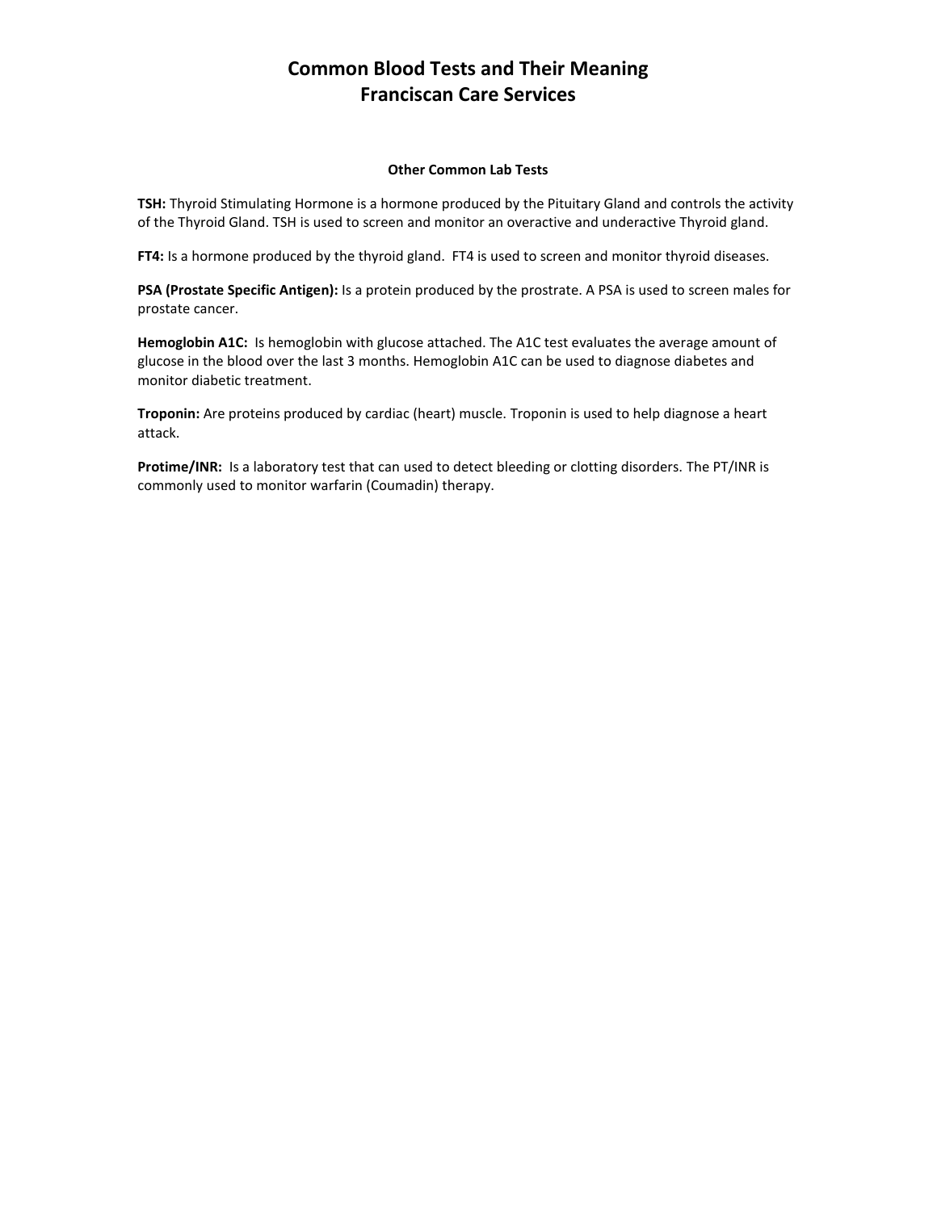# Common Blood Tests and Their Meaning
# Franciscan Care Services

### Other Common Lab Tests

**TSH:** Thyroid Stimulating Hormone is a hormone produced by the Pituitary Gland and controls the activity of the Thyroid Gland. TSH is used to screen and monitor an overactive and underactive Thyroid gland.

**FT4:** Is a hormone produced by the thyroid gland. FT4 is used to screen and monitor thyroid diseases.

**PSA (Prostate Specific Antigen):** Is a protein produced by the prostrate. A PSA is used to screen males for prostate cancer.

**Hemoglobin A1C:** Is hemoglobin with glucose attached. The A1C test evaluates the average amount of glucose in the blood over the last 3 months. Hemoglobin A1C can be used to diagnose diabetes and monitor diabetic treatment.

**Troponin:** Are proteins produced by cardiac (heart) muscle. Troponin is used to help diagnose a heart attack.

**Protime/INR:** Is a laboratory test that can used to detect bleeding or clotting disorders. The PT/INR is commonly used to monitor warfarin (Coumadin) therapy.